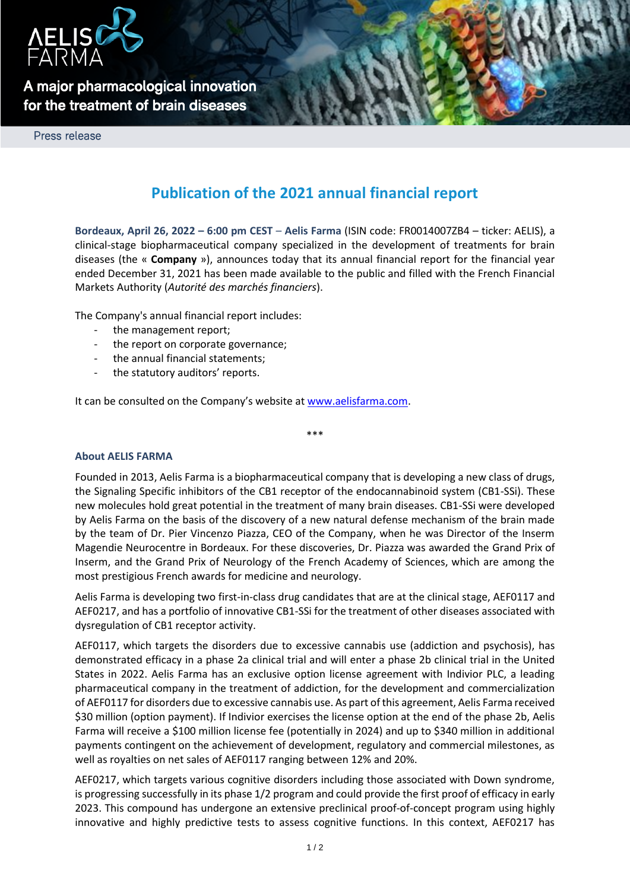AELIS FARMA

A major pharmacological innovation for the treatment of brain diseases

Press release

# Publication of the 2021 annual financial report

**Bordeaux, April 26, 2022 – 6:00 pm CEST – Aelis Farma** (ISIN code: FR0014007ZB4 – ticker: AELIS), a clinical-stage biopharmaceutical company specialized in the development of treatments for brain diseases (the « **Company** »), announces today that its annual financial report for the financial year ended December 31, 2021 has been made available to the public and filled with the French Financial Markets Authority (*Autorité des marchés financiers*).

The Company's annual financial report includes:

- the management report;
- the report on corporate governance;
- the annual financial statements;
- the statutory auditors' reports.

It can be consulted on the Company's website at www.aelisfarma.com.

\*\*\*

### About AELIS FARMA

Founded in 2013, Aelis Farma is a biopharmaceutical company that is developing a new class of drugs, the Signaling Specific inhibitors of the CB1 receptor of the endocannabinoid system (CB1-SSi). These new molecules hold great potential in the treatment of many brain diseases. CB1-SSi were developed by Aelis Farma on the basis of the discovery of a new natural defense mechanism of the brain made by the team of Dr. Pier Vincenzo Piazza, CEO of the Company, when he was Director of the Inserm Magendie Neurocentre in Bordeaux. For these discoveries, Dr. Piazza was awarded the Grand Prix of Inserm, and the Grand Prix of Neurology of the French Academy of Sciences, which are among the most prestigious French awards for medicine and neurology.

Aelis Farma is developing two first-in-class drug candidates that are at the clinical stage, AEF0117 and AEF0217, and has a portfolio of innovative CB1-SSi for the treatment of other diseases associated with dysregulation of CB1 receptor activity.

AEF0117, which targets the disorders due to excessive cannabis use (addiction and psychosis), has demonstrated efficacy in a phase 2a clinical trial and will enter a phase 2b clinical trial in the United States in 2022. Aelis Farma has an exclusive option license agreement with Indivior PLC, a leading pharmaceutical company in the treatment of addiction, for the development and commercialization of AEF0117 for disorders due to excessive cannabis use. As part of this agreement, Aelis Farma received \$30 million (option payment). If Indivior exercises the license option at the end of the phase 2b, Aelis Farma will receive a \$100 million license fee (potentially in 2024) and up to \$340 million in additional payments contingent on the achievement of development, regulatory and commercial milestones, as well as royalties on net sales of AEF0117 ranging between 12% and 20%.

AEF0217, which targets various cognitive disorders including those associated with Down syndrome, is progressing successfully in its phase 1/2 program and could provide the first proof of efficacy in early 2023. This compound has undergone an extensive preclinical proof-of-concept program using highly innovative and highly predictive tests to assess cognitive functions. In this context, AEF0217 has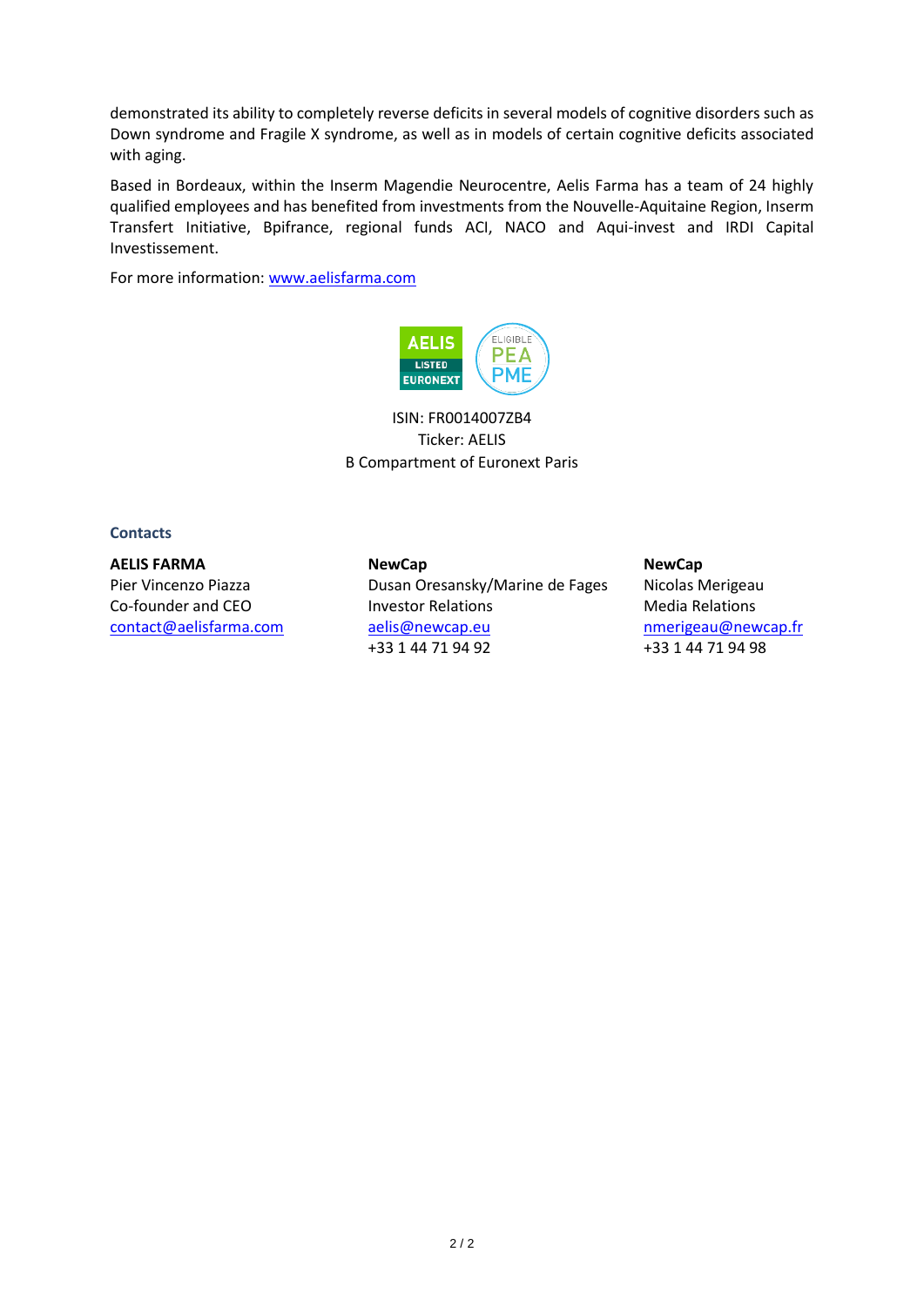demonstrated its ability to completely reverse deficits in several models of cognitive disorders such as Down syndrome and Fragile X syndrome, as well as in models of certain cognitive deficits associated with aging.

Based in Bordeaux, within the Inserm Magendie Neurocentre, Aelis Farma has a team of 24 highly qualified employees and has benefited from investments from the Nouvelle-Aquitaine Region, Inserm Transfert Initiative, Bpifrance, regional funds ACI, NACO and Aqui-invest and IRDI Capital Investissement.

For more information: www.aelisfarma.com

ISIN: FR0014007ZB4
Ticker: AELIS
B Compartment of Euronext Paris

**Contacts**

**AELIS FARMA**
Pier Vincenzo Piazza
Co-founder and CEO
contact@aelisfarma.com

**NewCap**
Dusan Oresansky/Marine de Fages
Investor Relations
aelis@newcap.eu
+33 1 44 71 94 92

**NewCap**
Nicolas Merigeau
Media Relations
nmerigeau@newcap.fr
+33 1 44 71 94 98